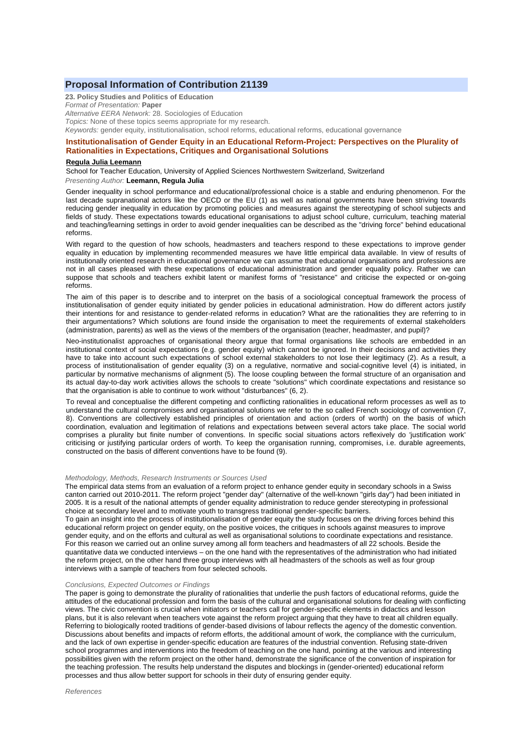# Proposal Information of Contribution 21139

**23. Policy Studies and Politics of Education**
*Format of Presentation:* **Paper**
*Alternative EERA Network:* 28. Sociologies of Education
*Topics:* None of these topics seems appropriate for my research.
*Keywords:* gender equity, institutionalisation, school reforms, educational reforms, educational governance

## Institutionalisation of Gender Equity in an Educational Reform-Project: Perspectives on the Plurality of Rationalities in Expectations, Critiques and Organisational Solutions

**Regula Julia Leemann**

School for Teacher Education, University of Applied Sciences Northwestern Switzerland, Switzerland
*Presenting Author:* **Leemann, Regula Julia**

Gender inequality in school performance and educational/professional choice is a stable and enduring phenomenon. For the last decade supranational actors like the OECD or the EU (1) as well as national governments have been striving towards reducing gender inequality in education by promoting policies and measures against the stereotyping of school subjects and fields of study. These expectations towards educational organisations to adjust school culture, curriculum, teaching material and teaching/learning settings in order to avoid gender inequalities can be described as the "driving force" behind educational reforms.

With regard to the question of how schools, headmasters and teachers respond to these expectations to improve gender equality in education by implementing recommended measures we have little empirical data available. In view of results of institutionally oriented research in educational governance we can assume that educational organisations and professions are not in all cases pleased with these expectations of educational administration and gender equality policy. Rather we can suppose that schools and teachers exhibit latent or manifest forms of "resistance" and criticise the expected or on-going reforms.

The aim of this paper is to describe and to interpret on the basis of a sociological conceptual framework the process of institutionalisation of gender equity initiated by gender policies in educational administration. How do different actors justify their intentions for and resistance to gender-related reforms in education? What are the rationalities they are referring to in their argumentations? Which solutions are found inside the organisation to meet the requirements of external stakeholders (administration, parents) as well as the views of the members of the organisation (teacher, headmaster, and pupil)?

Neo-institutionalist approaches of organisational theory argue that formal organisations like schools are embedded in an institutional context of social expectations (e.g. gender equity) which cannot be ignored. In their decisions and activities they have to take into account such expectations of school external stakeholders to not lose their legitimacy (2). As a result, a process of institutionalisation of gender equality (3) on a regulative, normative and social-cognitive level (4) is initiated, in particular by normative mechanisms of alignment (5). The loose coupling between the formal structure of an organisation and its actual day-to-day work activities allows the schools to create "solutions" which coordinate expectations and resistance so that the organisation is able to continue to work without "disturbances" (6, 2).

To reveal and conceptualise the different competing and conflicting rationalities in educational reform processes as well as to understand the cultural compromises and organisational solutions we refer to the so called French sociology of convention (7, 8). Conventions are collectively established principles of orientation and action (orders of worth) on the basis of which coordination, evaluation and legitimation of relations and expectations between several actors take place. The social world comprises a plurality but finite number of conventions. In specific social situations actors reflexively do 'justification work' criticising or justifying particular orders of worth. To keep the organisation running, compromises, i.e. durable agreements, constructed on the basis of different conventions have to be found (9).

*Methodology, Methods, Research Instruments or Sources Used*

The empirical data stems from an evaluation of a reform project to enhance gender equity in secondary schools in a Swiss canton carried out 2010-2011. The reform project "gender day" (alternative of the well-known "girls day") had been initiated in 2005. It is a result of the national attempts of gender equality administration to reduce gender stereotyping in professional choice at secondary level and to motivate youth to transgress traditional gender-specific barriers.
To gain an insight into the process of institutionalisation of gender equity the study focuses on the driving forces behind this educational reform project on gender equity, on the positive voices, the critiques in schools against measures to improve gender equity, and on the efforts and cultural as well as organisational solutions to coordinate expectations and resistance. For this reason we carried out an online survey among all form teachers and headmasters of all 22 schools. Beside the quantitative data we conducted interviews – on the one hand with the representatives of the administration who had initiated the reform project, on the other hand three group interviews with all headmasters of the schools as well as four group interviews with a sample of teachers from four selected schools.

*Conclusions, Expected Outcomes or Findings*

The paper is going to demonstrate the plurality of rationalities that underlie the push factors of educational reforms, guide the attitudes of the educational profession and form the basis of the cultural and organisational solutions for dealing with conflicting views. The civic convention is crucial when initiators or teachers call for gender-specific elements in didactics and lesson plans, but it is also relevant when teachers vote against the reform project arguing that they have to treat all children equally. Referring to biologically rooted traditions of gender-based divisions of labour reflects the agency of the domestic convention. Discussions about benefits and impacts of reform efforts, the additional amount of work, the compliance with the curriculum, and the lack of own expertise in gender-specific education are features of the industrial convention. Refusing state-driven school programmes and interventions into the freedom of teaching on the one hand, pointing at the various and interesting possibilities given with the reform project on the other hand, demonstrate the significance of the convention of inspiration for the teaching profession. The results help understand the disputes and blockings in (gender-oriented) educational reform processes and thus allow better support for schools in their duty of ensuring gender equity.

*References*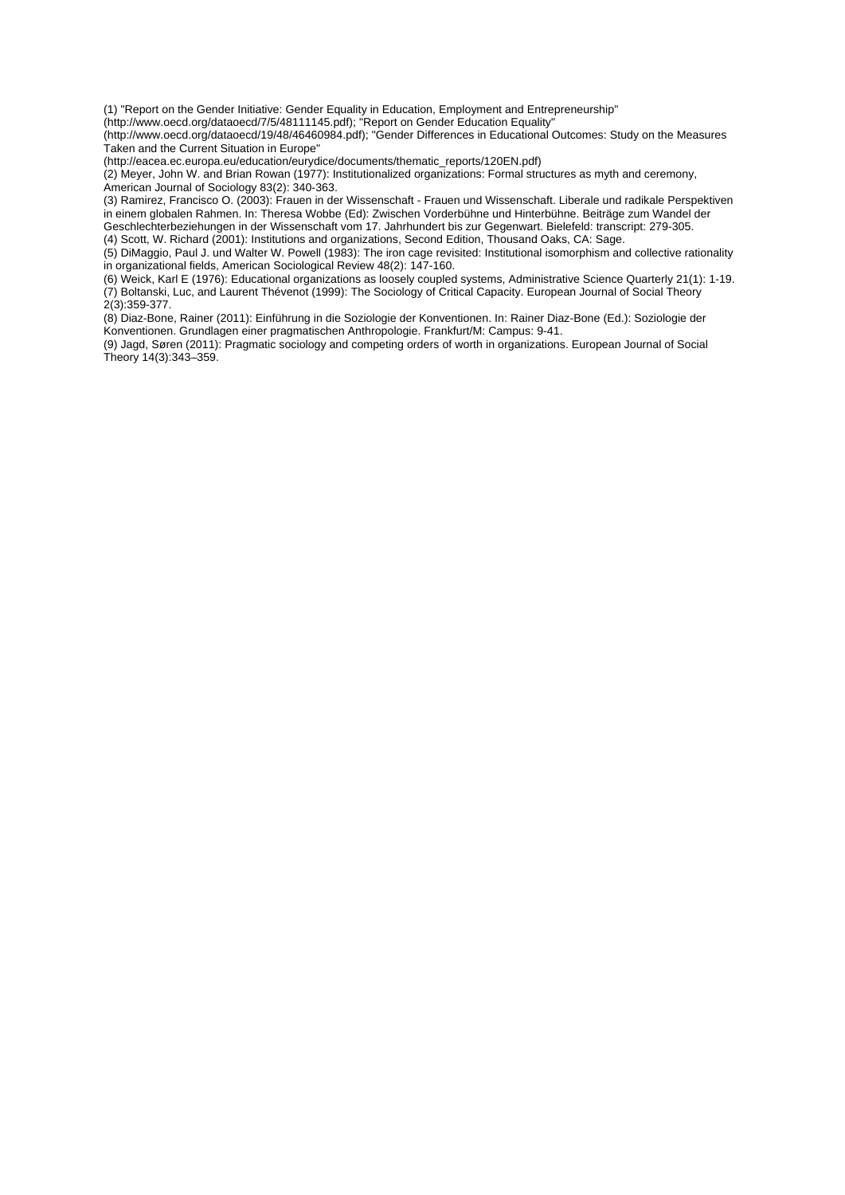(1) "Report on the Gender Initiative: Gender Equality in Education, Employment and Entrepreneurship" (http://www.oecd.org/dataoecd/7/5/48111145.pdf); "Report on Gender Education Equality" (http://www.oecd.org/dataoecd/19/48/46460984.pdf); "Gender Differences in Educational Outcomes: Study on the Measures Taken and the Current Situation in Europe" (http://eacea.ec.europa.eu/education/eurydice/documents/thematic_reports/120EN.pdf)

(2) Meyer, John W. and Brian Rowan (1977): Institutionalized organizations: Formal structures as myth and ceremony, American Journal of Sociology 83(2): 340-363.

(3) Ramirez, Francisco O. (2003): Frauen in der Wissenschaft - Frauen und Wissenschaft. Liberale und radikale Perspektiven in einem globalen Rahmen. In: Theresa Wobbe (Ed): Zwischen Vorderbühne und Hinterbühne. Beiträge zum Wandel der Geschlechterbeziehungen in der Wissenschaft vom 17. Jahrhundert bis zur Gegenwart. Bielefeld: transcript: 279-305.

(4) Scott, W. Richard (2001): Institutions and organizations, Second Edition, Thousand Oaks, CA: Sage.

(5) DiMaggio, Paul J. und Walter W. Powell (1983): The iron cage revisited: Institutional isomorphism and collective rationality in organizational fields, American Sociological Review 48(2): 147-160.

(6) Weick, Karl E (1976): Educational organizations as loosely coupled systems, Administrative Science Quarterly 21(1): 1-19.

(7) Boltanski, Luc, and Laurent Thévenot (1999): The Sociology of Critical Capacity. European Journal of Social Theory 2(3):359-377.

(8) Diaz-Bone, Rainer (2011): Einführung in die Soziologie der Konventionen. In: Rainer Diaz-Bone (Ed.): Soziologie der Konventionen. Grundlagen einer pragmatischen Anthropologie. Frankfurt/M: Campus: 9-41.

(9) Jagd, Søren (2011): Pragmatic sociology and competing orders of worth in organizations. European Journal of Social Theory 14(3):343–359.